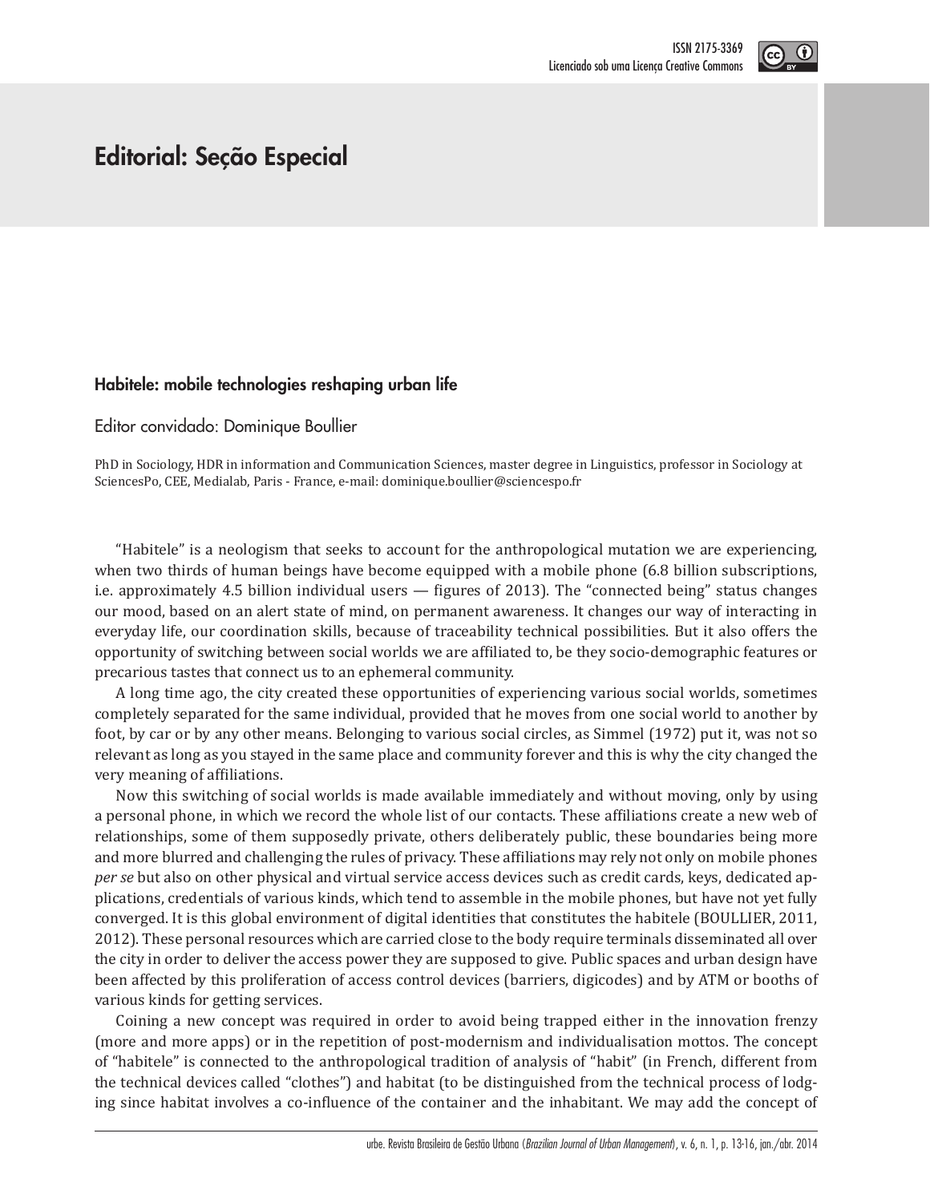# Editorial: Seção Especial

## Habitele: mobile technologies reshaping urban life

Editor convidado: Dominique Boullier

PhD in Sociology, HDR in information and Communication Sciences, master degree in Linguistics, professor in Sociology at SciencesPo, CEE, Medialab, Paris - France, e-mail: dominique.boullier@sciencespo.fr

"Habitele" is a neologism that seeks to account for the anthropological mutation we are experiencing, when two thirds of human beings have become equipped with a mobile phone (6.8 billion subscriptions, i.e. approximately 4.5 billion individual users — figures of 2013). The "connected being" status changes our mood, based on an alert state of mind, on permanent awareness. It changes our way of interacting in everyday life, our coordination skills, because of traceability technical possibilities. But it also offers the opportunity of switching between social worlds we are affiliated to, be they socio-demographic features or precarious tastes that connect us to an ephemeral community.

A long time ago, the city created these opportunities of experiencing various social worlds, sometimes completely separated for the same individual, provided that he moves from one social world to another by foot, by car or by any other means. Belonging to various social circles, as Simmel (1972) put it, was not so relevant as long as you stayed in the same place and community forever and this is why the city changed the very meaning of affiliations.

Now this switching of social worlds is made available immediately and without moving, only by using a personal phone, in which we record the whole list of our contacts. These affiliations create a new web of relationships, some of them supposedly private, others deliberately public, these boundaries being more and more blurred and challenging the rules of privacy. These affiliations may rely not only on mobile phones *per se* but also on other physical and virtual service access devices such as credit cards, keys, dedicated applications, credentials of various kinds, which tend to assemble in the mobile phones, but have not yet fully converged. It is this global environment of digital identities that constitutes the habitele (BOULLIER, 2011, 2012). These personal resources which are carried close to the body require terminals disseminated all over the city in order to deliver the access power they are supposed to give. Public spaces and urban design have been affected by this proliferation of access control devices (barriers, digicodes) and by ATM or booths of various kinds for getting services.

Coining a new concept was required in order to avoid being trapped either in the innovation frenzy (more and more apps) or in the repetition of post-modernism and individualisation mottos. The concept of "habitele" is connected to the anthropological tradition of analysis of "habit" (in French, different from the technical devices called "clothes") and habitat (to be distinguished from the technical process of lodging since habitat involves a co-influence of the container and the inhabitant. We may add the concept of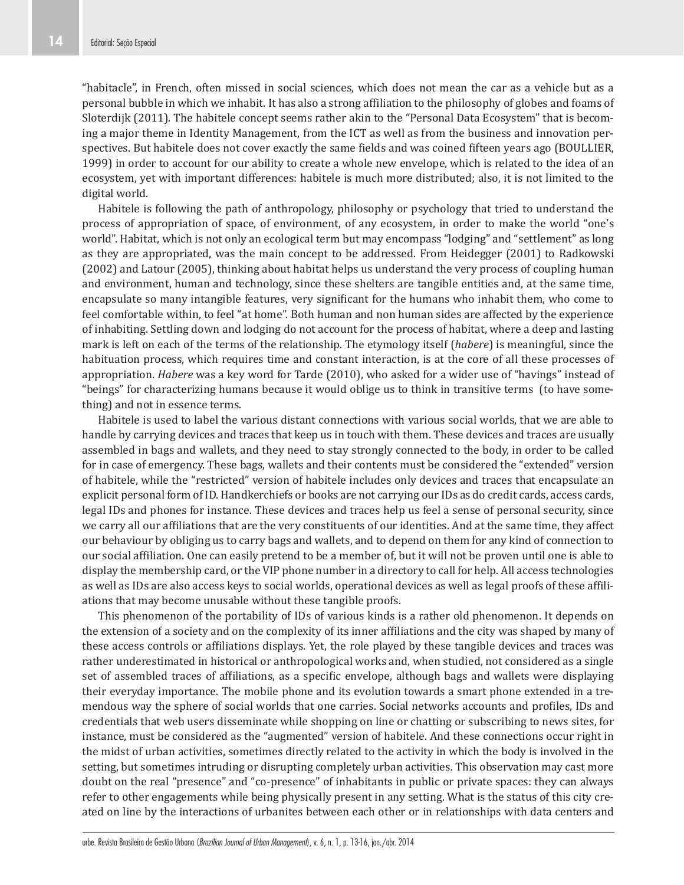"habitacle", in French, often missed in social sciences, which does not mean the car as a vehicle but as a personal bubble in which we inhabit. It has also a strong affiliation to the philosophy of globes and foams of Sloterdijk (2011). The habitele concept seems rather akin to the "Personal Data Ecosystem" that is becoming a major theme in Identity Management, from the ICT as well as from the business and innovation perspectives. But habitele does not cover exactly the same fields and was coined fifteen years ago (BOULLIER, 1999) in order to account for our ability to create a whole new envelope, which is related to the idea of an ecosystem, yet with important differences: habitele is much more distributed; also, it is not limited to the digital world.

Habitele is following the path of anthropology, philosophy or psychology that tried to understand the process of appropriation of space, of environment, of any ecosystem, in order to make the world "one's world". Habitat, which is not only an ecological term but may encompass "lodging" and "settlement" as long as they are appropriated, was the main concept to be addressed. From Heidegger (2001) to Radkowski (2002) and Latour (2005), thinking about habitat helps us understand the very process of coupling human and environment, human and technology, since these shelters are tangible entities and, at the same time, encapsulate so many intangible features, very significant for the humans who inhabit them, who come to feel comfortable within, to feel "at home". Both human and non human sides are affected by the experience of inhabiting. Settling down and lodging do not account for the process of habitat, where a deep and lasting mark is left on each of the terms of the relationship. The etymology itself (*habere*) is meaningful, since the habituation process, which requires time and constant interaction, is at the core of all these processes of appropriation. *Habere* was a key word for Tarde (2010), who asked for a wider use of "havings" instead of "beings" for characterizing humans because it would oblige us to think in transitive terms (to have something) and not in essence terms.

Habitele is used to label the various distant connections with various social worlds, that we are able to handle by carrying devices and traces that keep us in touch with them. These devices and traces are usually assembled in bags and wallets, and they need to stay strongly connected to the body, in order to be called for in case of emergency. These bags, wallets and their contents must be considered the "extended" version of habitele, while the "restricted" version of habitele includes only devices and traces that encapsulate an explicit personal form of ID. Handkerchiefs or books are not carrying our IDs as do credit cards, access cards, legal IDs and phones for instance. These devices and traces help us feel a sense of personal security, since we carry all our affiliations that are the very constituents of our identities. And at the same time, they affect our behaviour by obliging us to carry bags and wallets, and to depend on them for any kind of connection to our social affiliation. One can easily pretend to be a member of, but it will not be proven until one is able to display the membership card, or the VIP phone number in a directory to call for help. All access technologies as well as IDs are also access keys to social worlds, operational devices as well as legal proofs of these affiliations that may become unusable without these tangible proofs.

This phenomenon of the portability of IDs of various kinds is a rather old phenomenon. It depends on the extension of a society and on the complexity of its inner affiliations and the city was shaped by many of these access controls or affiliations displays. Yet, the role played by these tangible devices and traces was rather underestimated in historical or anthropological works and, when studied, not considered as a single set of assembled traces of affiliations, as a specific envelope, although bags and wallets were displaying their everyday importance. The mobile phone and its evolution towards a smart phone extended in a tremendous way the sphere of social worlds that one carries. Social networks accounts and profiles, IDs and credentials that web users disseminate while shopping on line or chatting or subscribing to news sites, for instance, must be considered as the "augmented" version of habitele. And these connections occur right in the midst of urban activities, sometimes directly related to the activity in which the body is involved in the setting, but sometimes intruding or disrupting completely urban activities. This observation may cast more doubt on the real "presence" and "co-presence" of inhabitants in public or private spaces: they can always refer to other engagements while being physically present in any setting. What is the status of this city created on line by the interactions of urbanites between each other or in relationships with data centers and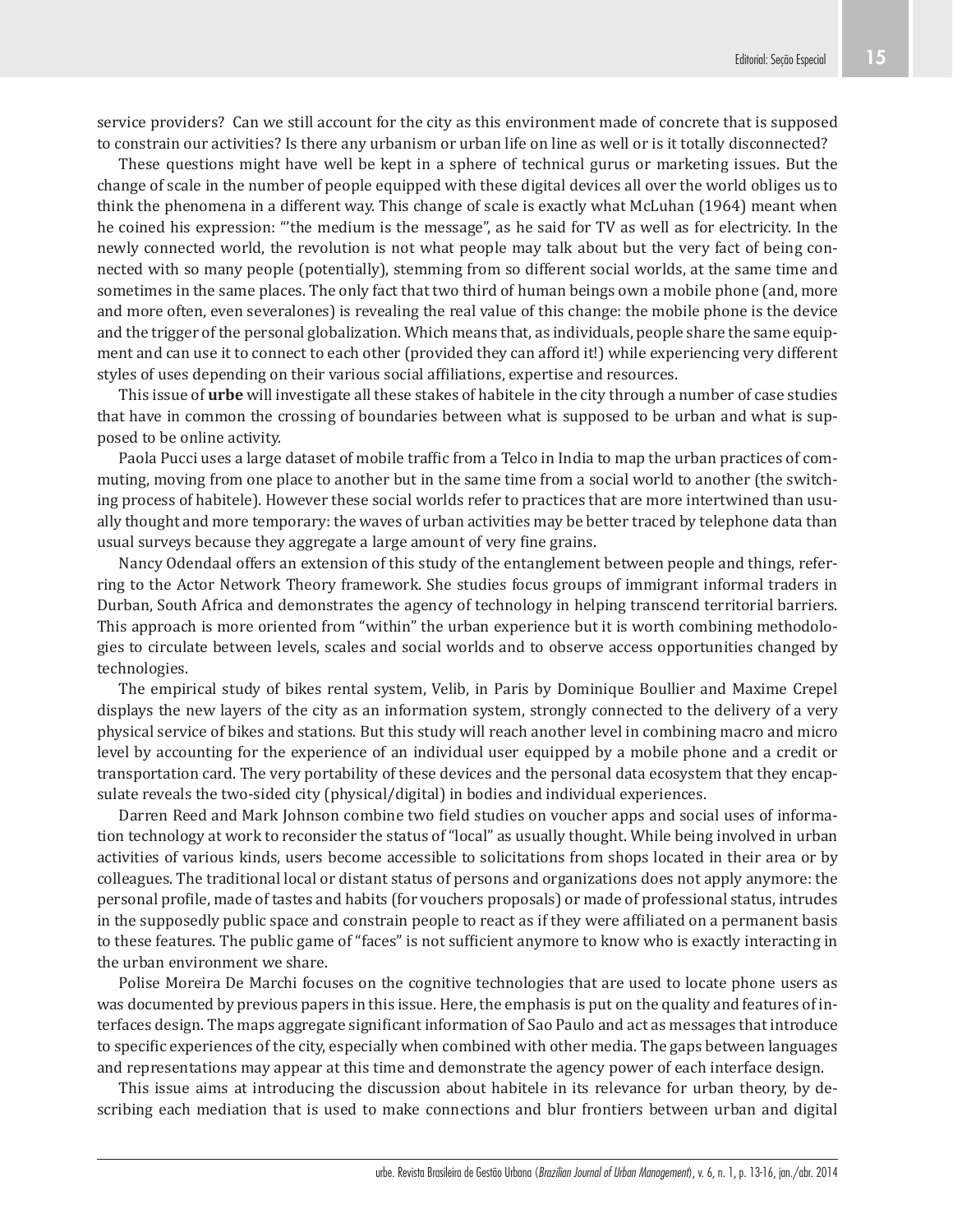service providers? Can we still account for the city as this environment made of concrete that is supposed to constrain our activities? Is there any urbanism or urban life on line as well or is it totally disconnected?

These questions might have well be kept in a sphere of technical gurus or marketing issues. But the change of scale in the number of people equipped with these digital devices all over the world obliges us to think the phenomena in a different way. This change of scale is exactly what McLuhan (1964) meant when he coined his expression: "'the medium is the message", as he said for TV as well as for electricity. In the newly connected world, the revolution is not what people may talk about but the very fact of being connected with so many people (potentially), stemming from so different social worlds, at the same time and sometimes in the same places. The only fact that two third of human beings own a mobile phone (and, more and more often, even severalones) is revealing the real value of this change: the mobile phone is the device and the trigger of the personal globalization. Which means that, as individuals, people share the same equipment and can use it to connect to each other (provided they can afford it!) while experiencing very different styles of uses depending on their various social affiliations, expertise and resources.

This issue of **urbe** will investigate all these stakes of habitele in the city through a number of case studies that have in common the crossing of boundaries between what is supposed to be urban and what is supposed to be online activity.

Paola Pucci uses a large dataset of mobile traffic from a Telco in India to map the urban practices of commuting, moving from one place to another but in the same time from a social world to another (the switching process of habitele). However these social worlds refer to practices that are more intertwined than usually thought and more temporary: the waves of urban activities may be better traced by telephone data than usual surveys because they aggregate a large amount of very fine grains.

Nancy Odendaal offers an extension of this study of the entanglement between people and things, referring to the Actor Network Theory framework. She studies focus groups of immigrant informal traders in Durban, South Africa and demonstrates the agency of technology in helping transcend territorial barriers. This approach is more oriented from "within" the urban experience but it is worth combining methodologies to circulate between levels, scales and social worlds and to observe access opportunities changed by technologies.

The empirical study of bikes rental system, Velib, in Paris by Dominique Boullier and Maxime Crepel displays the new layers of the city as an information system, strongly connected to the delivery of a very physical service of bikes and stations. But this study will reach another level in combining macro and micro level by accounting for the experience of an individual user equipped by a mobile phone and a credit or transportation card. The very portability of these devices and the personal data ecosystem that they encapsulate reveals the two-sided city (physical/digital) in bodies and individual experiences.

Darren Reed and Mark Johnson combine two field studies on voucher apps and social uses of information technology at work to reconsider the status of "local" as usually thought. While being involved in urban activities of various kinds, users become accessible to solicitations from shops located in their area or by colleagues. The traditional local or distant status of persons and organizations does not apply anymore: the personal profile, made of tastes and habits (for vouchers proposals) or made of professional status, intrudes in the supposedly public space and constrain people to react as if they were affiliated on a permanent basis to these features. The public game of "faces" is not sufficient anymore to know who is exactly interacting in the urban environment we share.

Polise Moreira De Marchi focuses on the cognitive technologies that are used to locate phone users as was documented by previous papers in this issue. Here, the emphasis is put on the quality and features of interfaces design. The maps aggregate significant information of Sao Paulo and act as messages that introduce to specific experiences of the city, especially when combined with other media. The gaps between languages and representations may appear at this time and demonstrate the agency power of each interface design.

This issue aims at introducing the discussion about habitele in its relevance for urban theory, by describing each mediation that is used to make connections and blur frontiers between urban and digital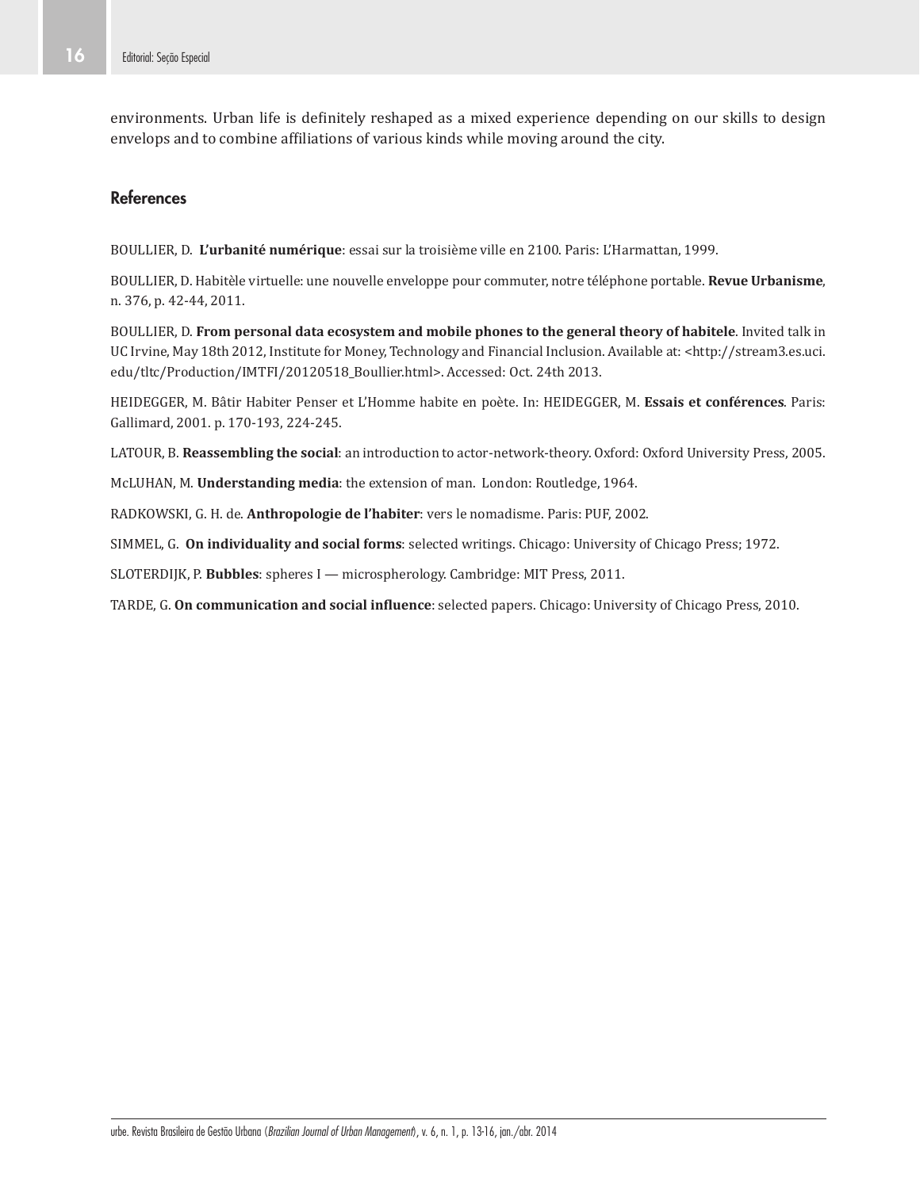environments. Urban life is definitely reshaped as a mixed experience depending on our skills to design envelops and to combine affiliations of various kinds while moving around the city.

## References

BOULLIER, D. **L'urbanité numérique**: essai sur la troisième ville en 2100. Paris: L'Harmattan, 1999.

BOULLIER, D. Habitèle virtuelle: une nouvelle enveloppe pour commuter, notre téléphone portable. **Revue Urbanisme**, n. 376, p. 42-44, 2011.

BOULLIER, D. **From personal data ecosystem and mobile phones to the general theory of habitele**. Invited talk in UC Irvine, May 18th 2012, Institute for Money, Technology and Financial Inclusion. Available at: <http://stream3.es.uci.edu/tltc/Production/IMTFI/20120518_Boullier.html>. Accessed: Oct. 24th 2013.

HEIDEGGER, M. Bâtir Habiter Penser et L'Homme habite en poète. In: HEIDEGGER, M. **Essais et conférences**. Paris: Gallimard, 2001. p. 170-193, 224-245.

LATOUR, B. **Reassembling the social**: an introduction to actor-network-theory. Oxford: Oxford University Press, 2005.

McLUHAN, M. **Understanding media**: the extension of man. London: Routledge, 1964.

RADKOWSKI, G. H. de. **Anthropologie de l'habiter**: vers le nomadisme. Paris: PUF, 2002.

SIMMEL, G. **On individuality and social forms**: selected writings. Chicago: University of Chicago Press; 1972.

SLOTERDIJK, P. **Bubbles**: spheres I — microspherology. Cambridge: MIT Press, 2011.

TARDE, G. **On communication and social influence**: selected papers. Chicago: University of Chicago Press, 2010.